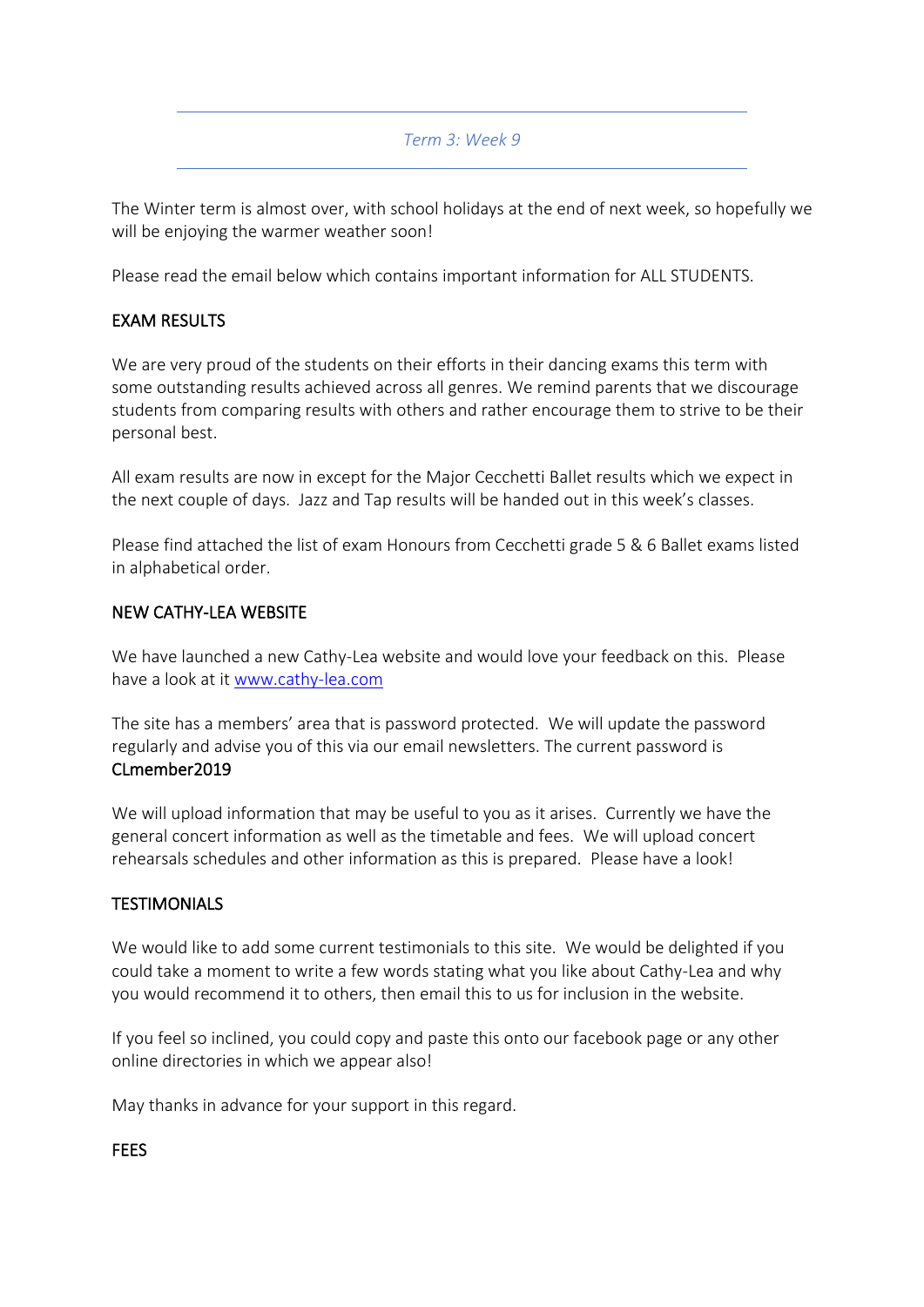*Term 3: Week 9*

---

The Winter term is almost over, with school holidays at the end of next week, so hopefully we will be enjoying the warmer weather soon!

Please read the email below which contains important information for ALL STUDENTS.

## EXAM RESULTS

We are very proud of the students on their efforts in their dancing exams this term with some outstanding results achieved across all genres. We remind parents that we discourage students from comparing results with others and rather encourage them to strive to be their personal best.

All exam results are now in except for the Major Cecchetti Ballet results which we expect in the next couple of days. Jazz and Tap results will be handed out in this week's classes.

Please find attached the list of exam Honours from Cecchetti grade 5 & 6 Ballet exams listed in alphabetical order.

## NEW CATHY-LEA WEBSITE

We have launched a new Cathy-Lea website and would love your feedback on this. Please have a look at it [www.cathy-lea.com](http://www.cathy-lea.com)

The site has a members' area that is password protected. We will update the password regularly and advise you of this via our email newsletters. The current password is
**CLmember2019**

We will upload information that may be useful to you as it arises. Currently we have the general concert information as well as the timetable and fees. We will upload concert rehearsals schedules and other information as this is prepared. Please have a look!

## TESTIMONIALS

We would like to add some current testimonials to this site. We would be delighted if you could take a moment to write a few words stating what you like about Cathy-Lea and why you would recommend it to others, then email this to us for inclusion in the website.

If you feel so inclined, you could copy and paste this onto our facebook page or any other online directories in which we appear also!

May thanks in advance for your support in this regard.

## FEES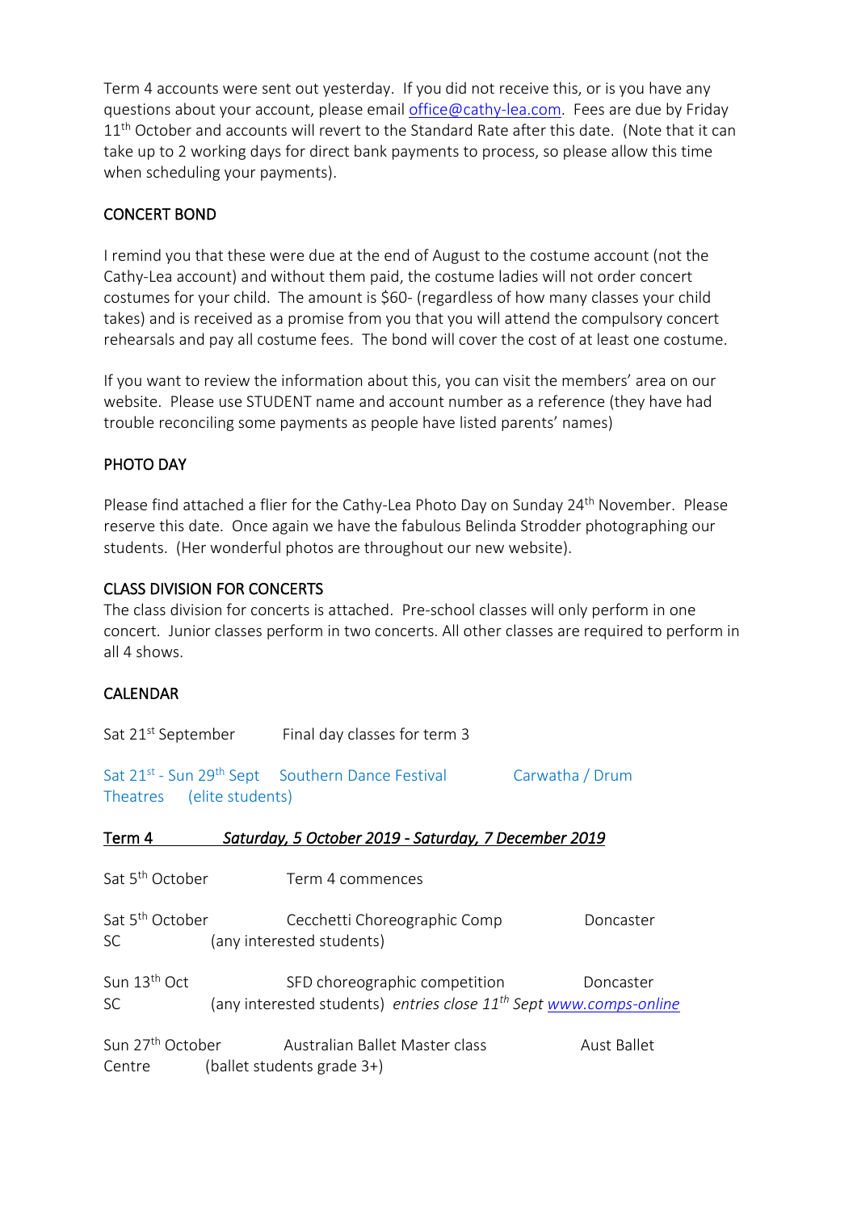Term 4 accounts were sent out yesterday. If you did not receive this, or is you have any questions about your account, please email office@cathy-lea.com. Fees are due by Friday 11th October and accounts will revert to the Standard Rate after this date. (Note that it can take up to 2 working days for direct bank payments to process, so please allow this time when scheduling your payments).

## CONCERT BOND

I remind you that these were due at the end of August to the costume account (not the Cathy-Lea account) and without them paid, the costume ladies will not order concert costumes for your child. The amount is $60- (regardless of how many classes your child takes) and is received as a promise from you that you will attend the compulsory concert rehearsals and pay all costume fees. The bond will cover the cost of at least one costume.

If you want to review the information about this, you can visit the members' area on our website. Please use STUDENT name and account number as a reference (they have had trouble reconciling some payments as people have listed parents' names)

## PHOTO DAY

Please find attached a flier for the Cathy-Lea Photo Day on Sunday 24th November. Please reserve this date. Once again we have the fabulous Belinda Strodder photographing our students. (Her wonderful photos are throughout our new website).

## CLASS DIVISION FOR CONCERTS

The class division for concerts is attached. Pre-school classes will only perform in one concert. Junior classes perform in two concerts. All other classes are required to perform in all 4 shows.

## CALENDAR

Sat 21st September Final day classes for term 3

Sat 21st - Sun 29th Sept Southern Dance Festival Carwatha / Drum Theatres (elite students)

**Term 4** ***Saturday, 5 October 2019 - Saturday, 7 December 2019***

Sat 5th October Term 4 commences

Sat 5th October Cecchetti Choreographic Comp Doncaster SC (any interested students)

Sun 13th Oct SFD choreographic competition Doncaster SC (any interested students) *entries close 11th Sept* www.comps-online

Sun 27th October Australian Ballet Master class Aust Ballet Centre (ballet students grade 3+)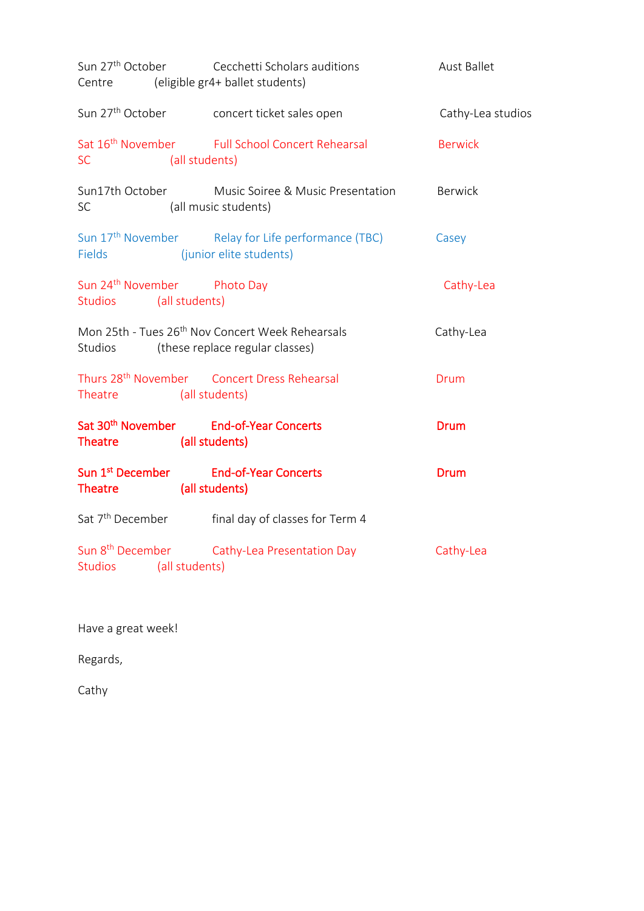| | | |
|---|---|---|
| Sun 27th October | Cecchetti Scholars auditions (eligible gr4+ ballet students) | Aust Ballet Centre |
| Sun 27th October | concert ticket sales open | Cathy-Lea studios |
| Sat 16th November | Full School Concert Rehearsal (all students) | Berwick SC |
| Sun17th October | Music Soiree & Music Presentation (all music students) | Berwick SC |
| Sun 17th November | Relay for Life performance (TBC) (junior elite students) | Casey Fields |
| Sun 24th November | Photo Day (all students) | Cathy-Lea Studios |
| Mon 25th - Tues 26th Nov | Concert Week Rehearsals (these replace regular classes) | Cathy-Lea Studios |
| Thurs 28th November | Concert Dress Rehearsal (all students) | Drum Theatre |
| **Sat 30th November** | **End-of-Year Concerts (all students)** | **Drum Theatre** |
| **Sun 1st December** | **End-of-Year Concerts (all students)** | **Drum Theatre** |
| Sat 7th December | final day of classes for Term 4 | |
| Sun 8th December | Cathy-Lea Presentation Day (all students) | Cathy-Lea Studios |

Have a great week!

Regards,

Cathy